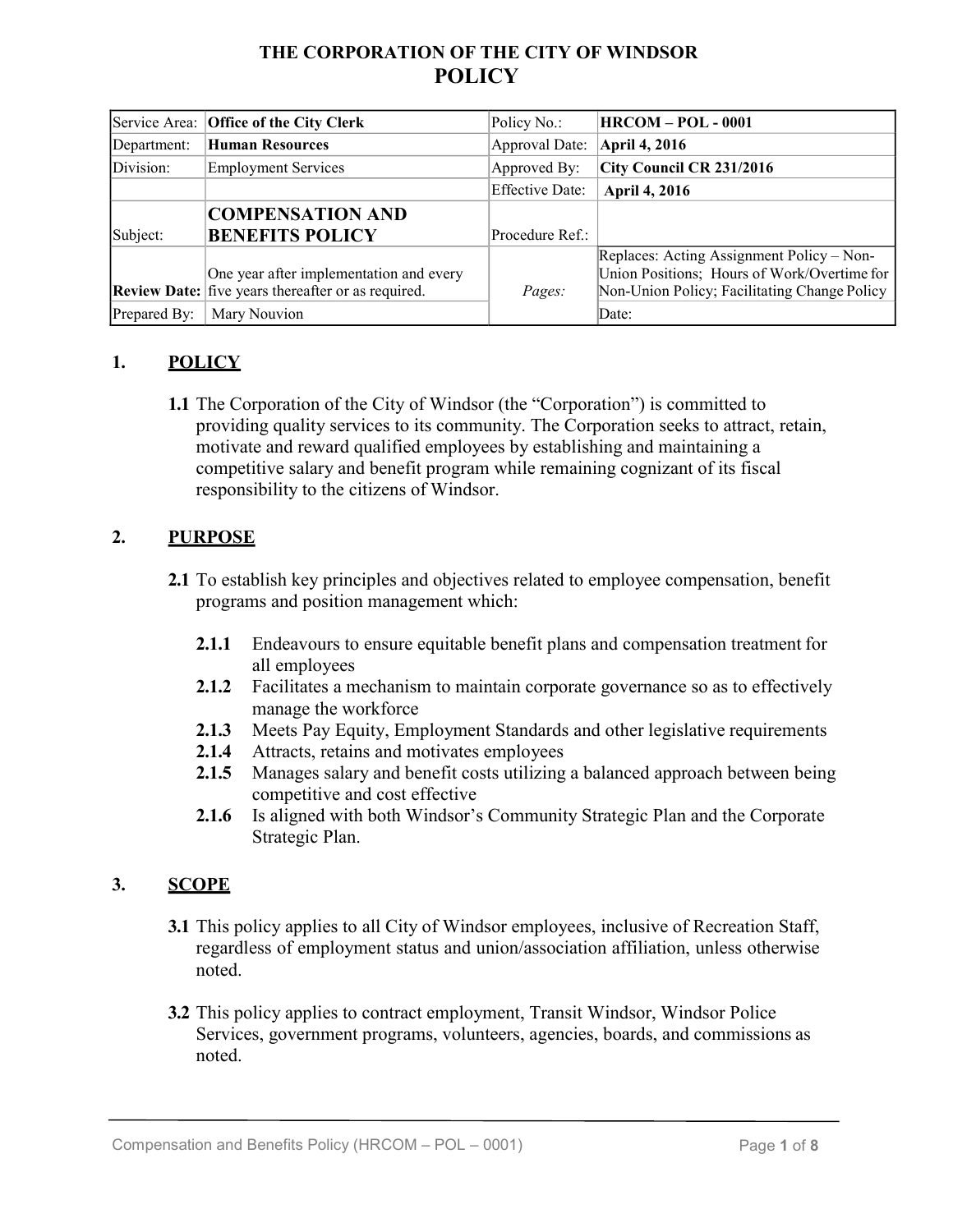# THE CORPORATION OF THE CITY OF WINDSOR
# POLICY

| Service Area: | **Office of the City Clerk** | Policy No.: | **HRCOM – POL - 0001** |
|---|---|---|---|
| Department: | **Human Resources** | Approval Date: | **April 4, 2016** |
| Division: | Employment Services | Approved By: | **City Council CR 231/2016** |
| | | Effective Date: | **April 4, 2016** |
| Subject: | **COMPENSATION AND BENEFITS POLICY** | Procedure Ref.: | |
| **Review Date:** | One year after implementation and every five years thereafter or as required. | *Pages:* | Replaces: Acting Assignment Policy – Non-Union Positions; Hours of Work/Overtime for Non-Union Policy; Facilitating Change Policy |
| Prepared By: | Mary Nouvion | | Date: |

## 1. POLICY

**1.1** The Corporation of the City of Windsor (the "Corporation") is committed to providing quality services to its community. The Corporation seeks to attract, retain, motivate and reward qualified employees by establishing and maintaining a competitive salary and benefit program while remaining cognizant of its fiscal responsibility to the citizens of Windsor.

## 2. PURPOSE

**2.1** To establish key principles and objectives related to employee compensation, benefit programs and position management which:

- **2.1.1** Endeavours to ensure equitable benefit plans and compensation treatment for all employees
- **2.1.2** Facilitates a mechanism to maintain corporate governance so as to effectively manage the workforce
- **2.1.3** Meets Pay Equity, Employment Standards and other legislative requirements
- **2.1.4** Attracts, retains and motivates employees
- **2.1.5** Manages salary and benefit costs utilizing a balanced approach between being competitive and cost effective
- **2.1.6** Is aligned with both Windsor's Community Strategic Plan and the Corporate Strategic Plan.

## 3. SCOPE

**3.1** This policy applies to all City of Windsor employees, inclusive of Recreation Staff, regardless of employment status and union/association affiliation, unless otherwise noted.

**3.2** This policy applies to contract employment, Transit Windsor, Windsor Police Services, government programs, volunteers, agencies, boards, and commissions as noted.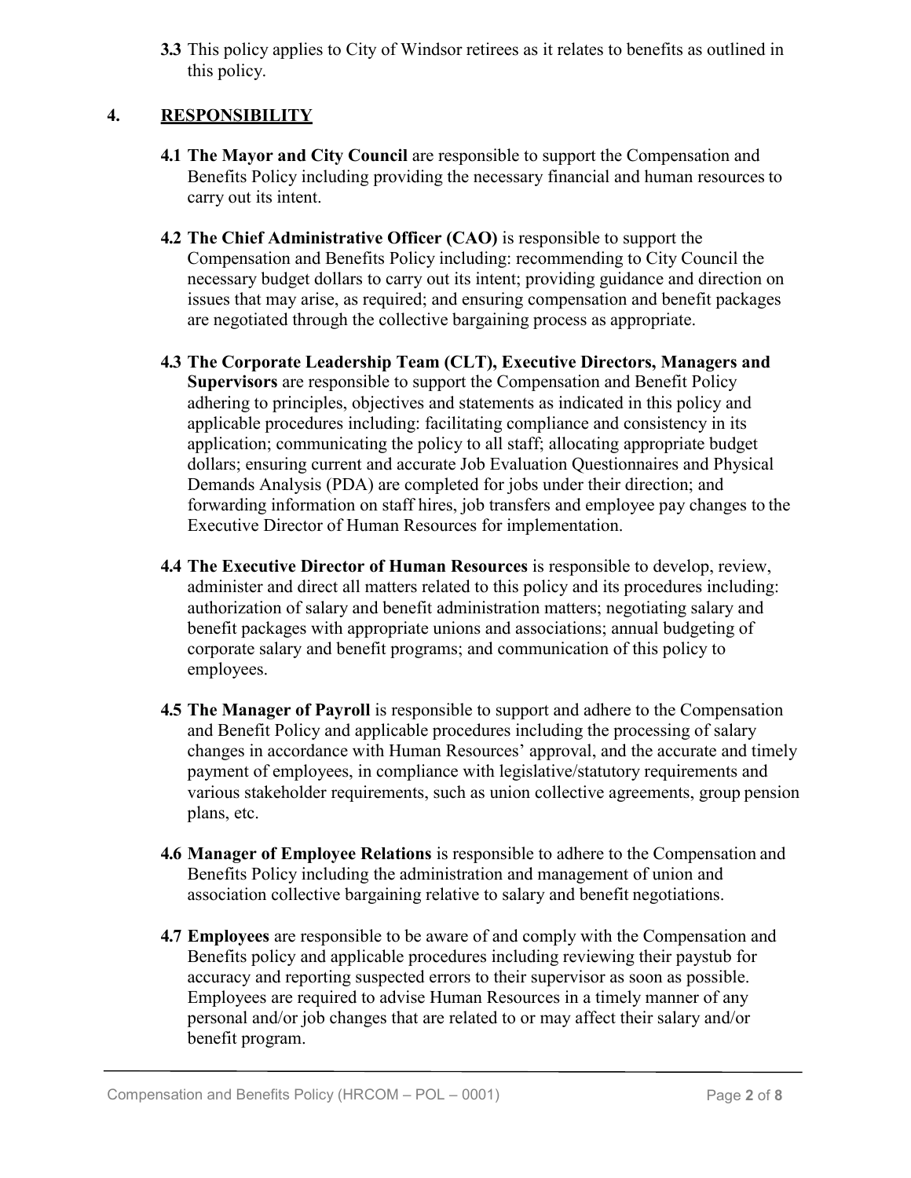**3.3** This policy applies to City of Windsor retirees as it relates to benefits as outlined in this policy.

## 4. RESPONSIBILITY

**4.1 The Mayor and City Council** are responsible to support the Compensation and Benefits Policy including providing the necessary financial and human resources to carry out its intent.

**4.2 The Chief Administrative Officer (CAO)** is responsible to support the Compensation and Benefits Policy including: recommending to City Council the necessary budget dollars to carry out its intent; providing guidance and direction on issues that may arise, as required; and ensuring compensation and benefit packages are negotiated through the collective bargaining process as appropriate.

**4.3 The Corporate Leadership Team (CLT), Executive Directors, Managers and Supervisors** are responsible to support the Compensation and Benefit Policy adhering to principles, objectives and statements as indicated in this policy and applicable procedures including: facilitating compliance and consistency in its application; communicating the policy to all staff; allocating appropriate budget dollars; ensuring current and accurate Job Evaluation Questionnaires and Physical Demands Analysis (PDA) are completed for jobs under their direction; and forwarding information on staff hires, job transfers and employee pay changes to the Executive Director of Human Resources for implementation.

**4.4 The Executive Director of Human Resources** is responsible to develop, review, administer and direct all matters related to this policy and its procedures including: authorization of salary and benefit administration matters; negotiating salary and benefit packages with appropriate unions and associations; annual budgeting of corporate salary and benefit programs; and communication of this policy to employees.

**4.5 The Manager of Payroll** is responsible to support and adhere to the Compensation and Benefit Policy and applicable procedures including the processing of salary changes in accordance with Human Resources' approval, and the accurate and timely payment of employees, in compliance with legislative/statutory requirements and various stakeholder requirements, such as union collective agreements, group pension plans, etc.

**4.6 Manager of Employee Relations** is responsible to adhere to the Compensation and Benefits Policy including the administration and management of union and association collective bargaining relative to salary and benefit negotiations.

**4.7 Employees** are responsible to be aware of and comply with the Compensation and Benefits policy and applicable procedures including reviewing their paystub for accuracy and reporting suspected errors to their supervisor as soon as possible. Employees are required to advise Human Resources in a timely manner of any personal and/or job changes that are related to or may affect their salary and/or benefit program.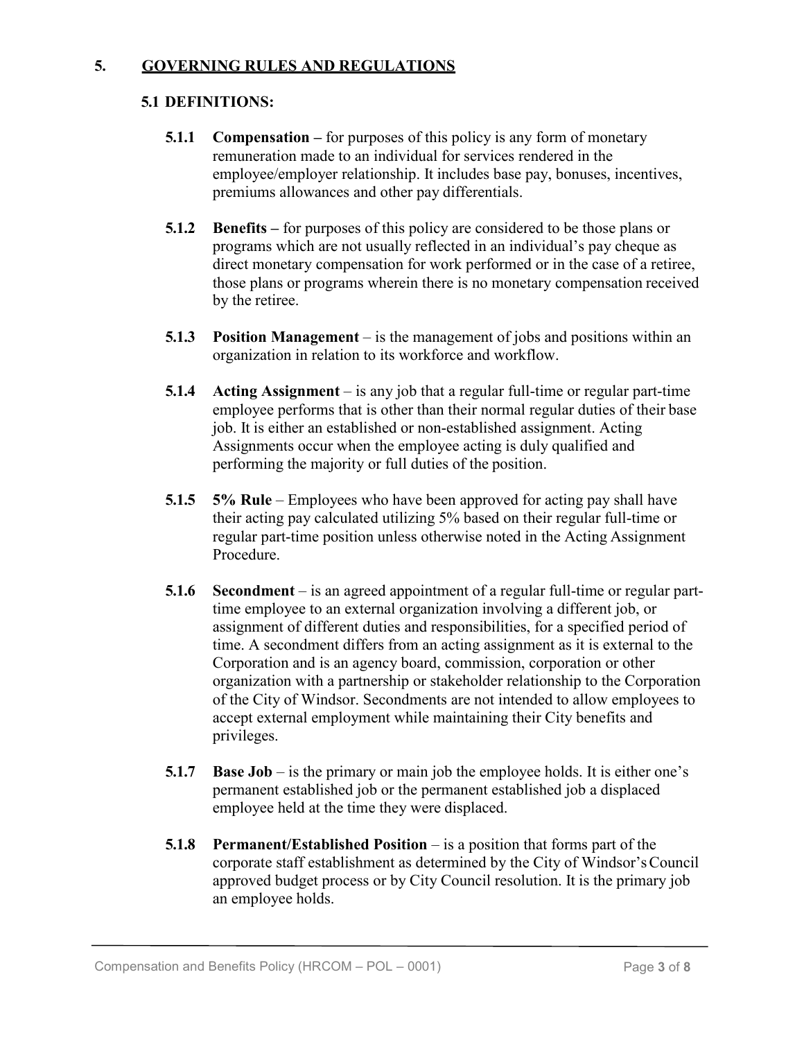## 5. GOVERNING RULES AND REGULATIONS

### 5.1 DEFINITIONS:

**5.1.1 Compensation –** for purposes of this policy is any form of monetary remuneration made to an individual for services rendered in the employee/employer relationship. It includes base pay, bonuses, incentives, premiums allowances and other pay differentials.

**5.1.2 Benefits –** for purposes of this policy are considered to be those plans or programs which are not usually reflected in an individual's pay cheque as direct monetary compensation for work performed or in the case of a retiree, those plans or programs wherein there is no monetary compensation received by the retiree.

**5.1.3 Position Management** – is the management of jobs and positions within an organization in relation to its workforce and workflow.

**5.1.4 Acting Assignment** – is any job that a regular full-time or regular part-time employee performs that is other than their normal regular duties of their base job. It is either an established or non-established assignment. Acting Assignments occur when the employee acting is duly qualified and performing the majority or full duties of the position.

**5.1.5 5% Rule** – Employees who have been approved for acting pay shall have their acting pay calculated utilizing 5% based on their regular full-time or regular part-time position unless otherwise noted in the Acting Assignment Procedure.

**5.1.6 Secondment** – is an agreed appointment of a regular full-time or regular part-time employee to an external organization involving a different job, or assignment of different duties and responsibilities, for a specified period of time. A secondment differs from an acting assignment as it is external to the Corporation and is an agency board, commission, corporation or other organization with a partnership or stakeholder relationship to the Corporation of the City of Windsor. Secondments are not intended to allow employees to accept external employment while maintaining their City benefits and privileges.

**5.1.7 Base Job** – is the primary or main job the employee holds. It is either one's permanent established job or the permanent established job a displaced employee held at the time they were displaced.

**5.1.8 Permanent/Established Position** – is a position that forms part of the corporate staff establishment as determined by the City of Windsor's Council approved budget process or by City Council resolution. It is the primary job an employee holds.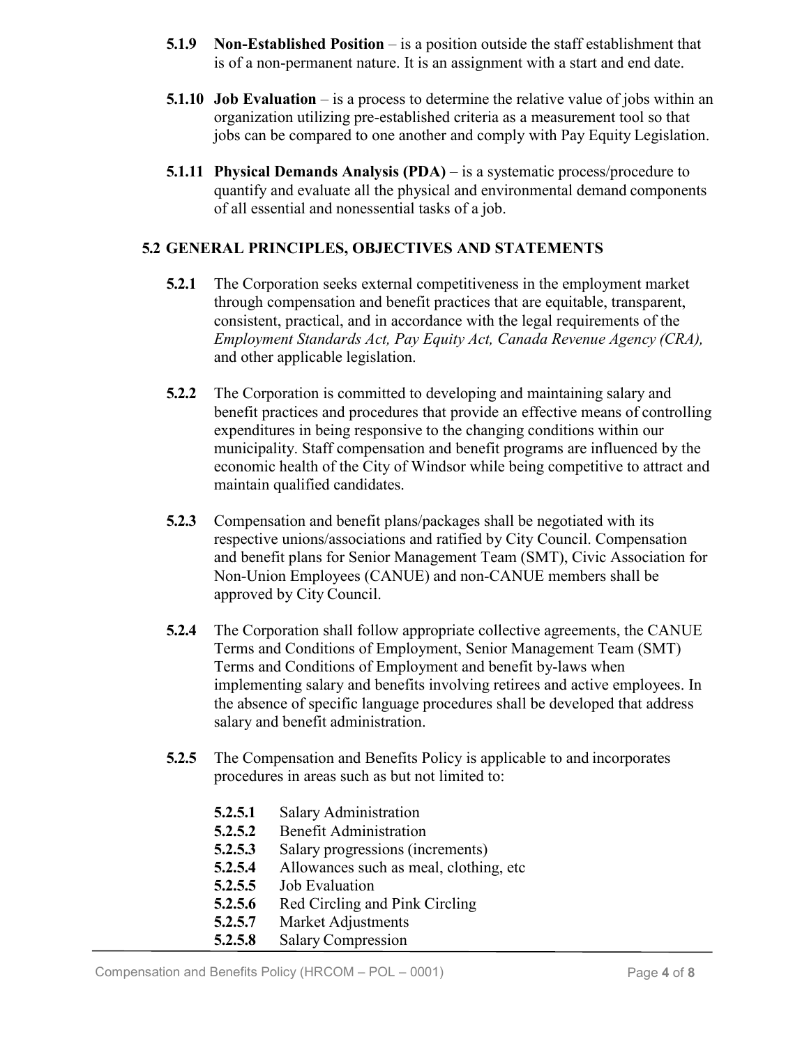**5.1.9 Non-Established Position** – is a position outside the staff establishment that is of a non-permanent nature. It is an assignment with a start and end date.

**5.1.10 Job Evaluation** – is a process to determine the relative value of jobs within an organization utilizing pre-established criteria as a measurement tool so that jobs can be compared to one another and comply with Pay Equity Legislation.

**5.1.11 Physical Demands Analysis (PDA)** – is a systematic process/procedure to quantify and evaluate all the physical and environmental demand components of all essential and nonessential tasks of a job.

## 5.2 GENERAL PRINCIPLES, OBJECTIVES AND STATEMENTS

**5.2.1** The Corporation seeks external competitiveness in the employment market through compensation and benefit practices that are equitable, transparent, consistent, practical, and in accordance with the legal requirements of the *Employment Standards Act, Pay Equity Act, Canada Revenue Agency (CRA),* and other applicable legislation.

**5.2.2** The Corporation is committed to developing and maintaining salary and benefit practices and procedures that provide an effective means of controlling expenditures in being responsive to the changing conditions within our municipality. Staff compensation and benefit programs are influenced by the economic health of the City of Windsor while being competitive to attract and maintain qualified candidates.

**5.2.3** Compensation and benefit plans/packages shall be negotiated with its respective unions/associations and ratified by City Council. Compensation and benefit plans for Senior Management Team (SMT), Civic Association for Non-Union Employees (CANUE) and non-CANUE members shall be approved by City Council.

**5.2.4** The Corporation shall follow appropriate collective agreements, the CANUE Terms and Conditions of Employment, Senior Management Team (SMT) Terms and Conditions of Employment and benefit by-laws when implementing salary and benefits involving retirees and active employees. In the absence of specific language procedures shall be developed that address salary and benefit administration.

**5.2.5** The Compensation and Benefits Policy is applicable to and incorporates procedures in areas such as but not limited to:

- **5.2.5.1** Salary Administration
- **5.2.5.2** Benefit Administration
- **5.2.5.3** Salary progressions (increments)
- **5.2.5.4** Allowances such as meal, clothing, etc
- **5.2.5.5** Job Evaluation
- **5.2.5.6** Red Circling and Pink Circling
- **5.2.5.7** Market Adjustments
- **5.2.5.8** Salary Compression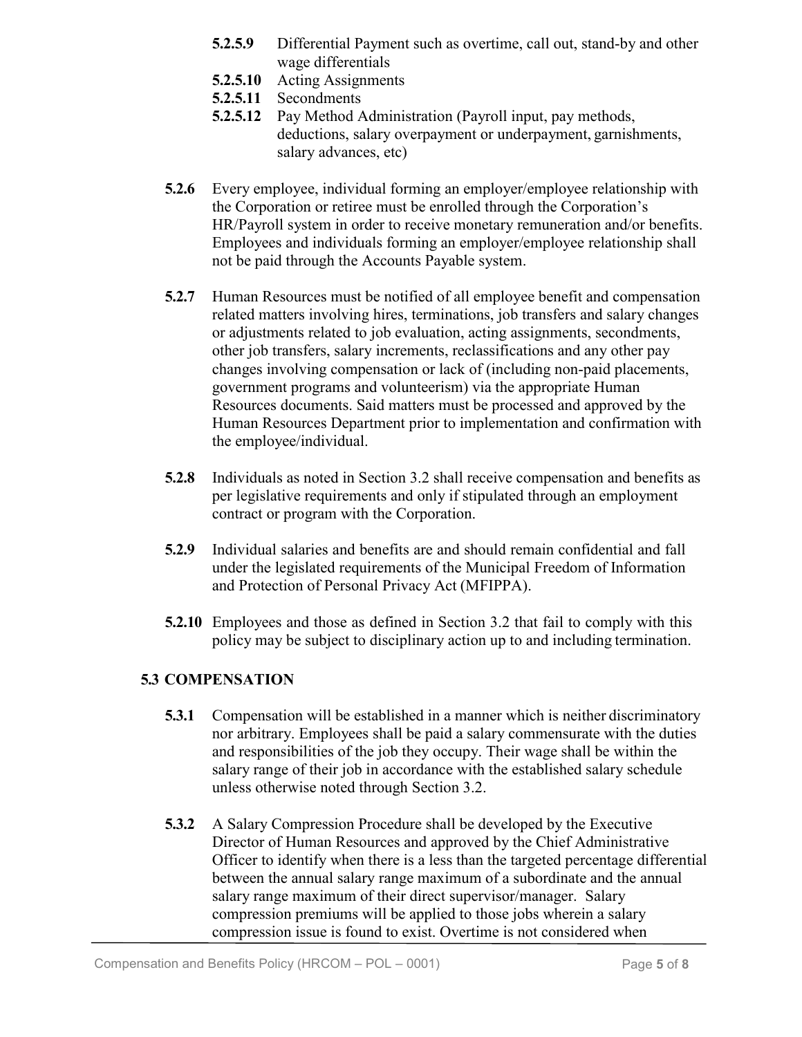- **5.2.5.9** Differential Payment such as overtime, call out, stand-by and other wage differentials
- **5.2.5.10** Acting Assignments
- **5.2.5.11** Secondments
- **5.2.5.12** Pay Method Administration (Payroll input, pay methods, deductions, salary overpayment or underpayment, garnishments, salary advances, etc)

**5.2.6** Every employee, individual forming an employer/employee relationship with the Corporation or retiree must be enrolled through the Corporation's HR/Payroll system in order to receive monetary remuneration and/or benefits. Employees and individuals forming an employer/employee relationship shall not be paid through the Accounts Payable system.

**5.2.7** Human Resources must be notified of all employee benefit and compensation related matters involving hires, terminations, job transfers and salary changes or adjustments related to job evaluation, acting assignments, secondments, other job transfers, salary increments, reclassifications and any other pay changes involving compensation or lack of (including non-paid placements, government programs and volunteerism) via the appropriate Human Resources documents. Said matters must be processed and approved by the Human Resources Department prior to implementation and confirmation with the employee/individual.

**5.2.8** Individuals as noted in Section 3.2 shall receive compensation and benefits as per legislative requirements and only if stipulated through an employment contract or program with the Corporation.

**5.2.9** Individual salaries and benefits are and should remain confidential and fall under the legislated requirements of the Municipal Freedom of Information and Protection of Personal Privacy Act (MFIPPA).

**5.2.10** Employees and those as defined in Section 3.2 that fail to comply with this policy may be subject to disciplinary action up to and including termination.

## 5.3 COMPENSATION

**5.3.1** Compensation will be established in a manner which is neither discriminatory nor arbitrary. Employees shall be paid a salary commensurate with the duties and responsibilities of the job they occupy. Their wage shall be within the salary range of their job in accordance with the established salary schedule unless otherwise noted through Section 3.2.

**5.3.2** A Salary Compression Procedure shall be developed by the Executive Director of Human Resources and approved by the Chief Administrative Officer to identify when there is a less than the targeted percentage differential between the annual salary range maximum of a subordinate and the annual salary range maximum of their direct supervisor/manager. Salary compression premiums will be applied to those jobs wherein a salary compression issue is found to exist. Overtime is not considered when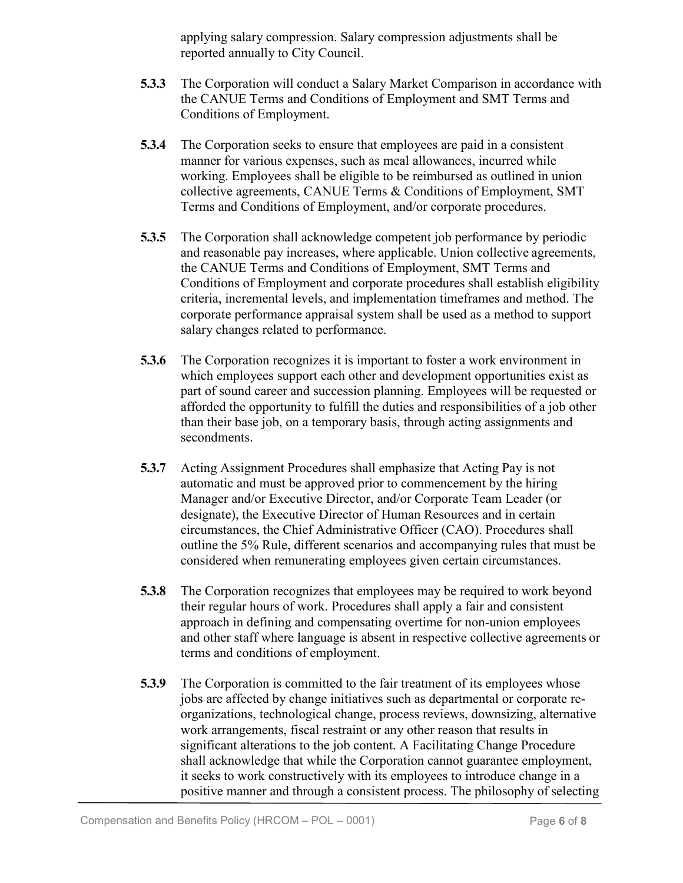applying salary compression. Salary compression adjustments shall be reported annually to City Council.

**5.3.3** The Corporation will conduct a Salary Market Comparison in accordance with the CANUE Terms and Conditions of Employment and SMT Terms and Conditions of Employment.

**5.3.4** The Corporation seeks to ensure that employees are paid in a consistent manner for various expenses, such as meal allowances, incurred while working. Employees shall be eligible to be reimbursed as outlined in union collective agreements, CANUE Terms & Conditions of Employment, SMT Terms and Conditions of Employment, and/or corporate procedures.

**5.3.5** The Corporation shall acknowledge competent job performance by periodic and reasonable pay increases, where applicable. Union collective agreements, the CANUE Terms and Conditions of Employment, SMT Terms and Conditions of Employment and corporate procedures shall establish eligibility criteria, incremental levels, and implementation timeframes and method. The corporate performance appraisal system shall be used as a method to support salary changes related to performance.

**5.3.6** The Corporation recognizes it is important to foster a work environment in which employees support each other and development opportunities exist as part of sound career and succession planning. Employees will be requested or afforded the opportunity to fulfill the duties and responsibilities of a job other than their base job, on a temporary basis, through acting assignments and secondments.

**5.3.7** Acting Assignment Procedures shall emphasize that Acting Pay is not automatic and must be approved prior to commencement by the hiring Manager and/or Executive Director, and/or Corporate Team Leader (or designate), the Executive Director of Human Resources and in certain circumstances, the Chief Administrative Officer (CAO). Procedures shall outline the 5% Rule, different scenarios and accompanying rules that must be considered when remunerating employees given certain circumstances.

**5.3.8** The Corporation recognizes that employees may be required to work beyond their regular hours of work. Procedures shall apply a fair and consistent approach in defining and compensating overtime for non-union employees and other staff where language is absent in respective collective agreements or terms and conditions of employment.

**5.3.9** The Corporation is committed to the fair treatment of its employees whose jobs are affected by change initiatives such as departmental or corporate re-organizations, technological change, process reviews, downsizing, alternative work arrangements, fiscal restraint or any other reason that results in significant alterations to the job content. A Facilitating Change Procedure shall acknowledge that while the Corporation cannot guarantee employment, it seeks to work constructively with its employees to introduce change in a positive manner and through a consistent process. The philosophy of selecting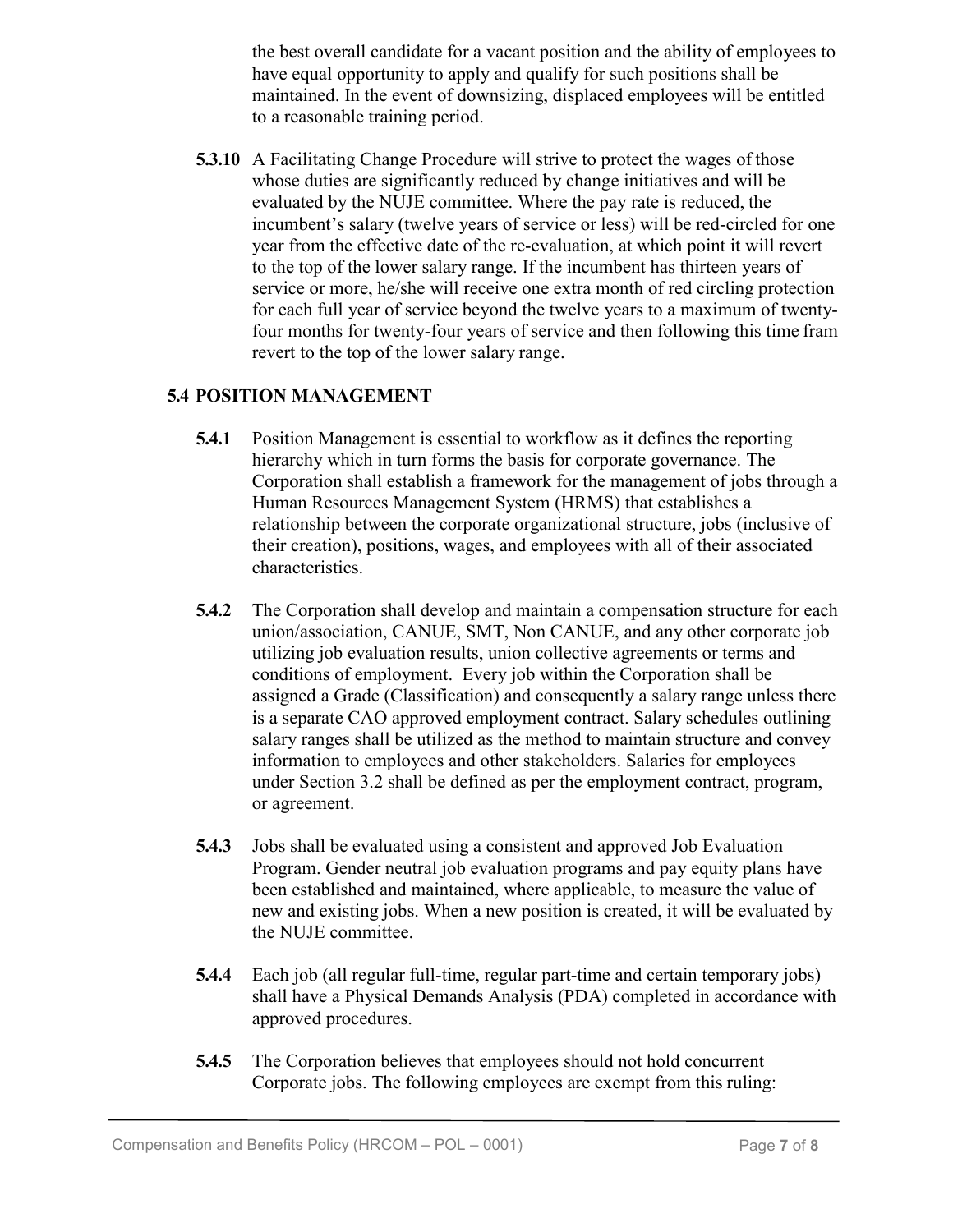the best overall candidate for a vacant position and the ability of employees to have equal opportunity to apply and qualify for such positions shall be maintained. In the event of downsizing, displaced employees will be entitled to a reasonable training period.

**5.3.10** A Facilitating Change Procedure will strive to protect the wages of those whose duties are significantly reduced by change initiatives and will be evaluated by the NUJE committee. Where the pay rate is reduced, the incumbent's salary (twelve years of service or less) will be red-circled for one year from the effective date of the re-evaluation, at which point it will revert to the top of the lower salary range. If the incumbent has thirteen years of service or more, he/she will receive one extra month of red circling protection for each full year of service beyond the twelve years to a maximum of twenty-four months for twenty-four years of service and then following this time fram revert to the top of the lower salary range.

## 5.4 POSITION MANAGEMENT

**5.4.1** Position Management is essential to workflow as it defines the reporting hierarchy which in turn forms the basis for corporate governance. The Corporation shall establish a framework for the management of jobs through a Human Resources Management System (HRMS) that establishes a relationship between the corporate organizational structure, jobs (inclusive of their creation), positions, wages, and employees with all of their associated characteristics.

**5.4.2** The Corporation shall develop and maintain a compensation structure for each union/association, CANUE, SMT, Non CANUE, and any other corporate job utilizing job evaluation results, union collective agreements or terms and conditions of employment. Every job within the Corporation shall be assigned a Grade (Classification) and consequently a salary range unless there is a separate CAO approved employment contract. Salary schedules outlining salary ranges shall be utilized as the method to maintain structure and convey information to employees and other stakeholders. Salaries for employees under Section 3.2 shall be defined as per the employment contract, program, or agreement.

**5.4.3** Jobs shall be evaluated using a consistent and approved Job Evaluation Program. Gender neutral job evaluation programs and pay equity plans have been established and maintained, where applicable, to measure the value of new and existing jobs. When a new position is created, it will be evaluated by the NUJE committee.

**5.4.4** Each job (all regular full-time, regular part-time and certain temporary jobs) shall have a Physical Demands Analysis (PDA) completed in accordance with approved procedures.

**5.4.5** The Corporation believes that employees should not hold concurrent Corporate jobs. The following employees are exempt from this ruling: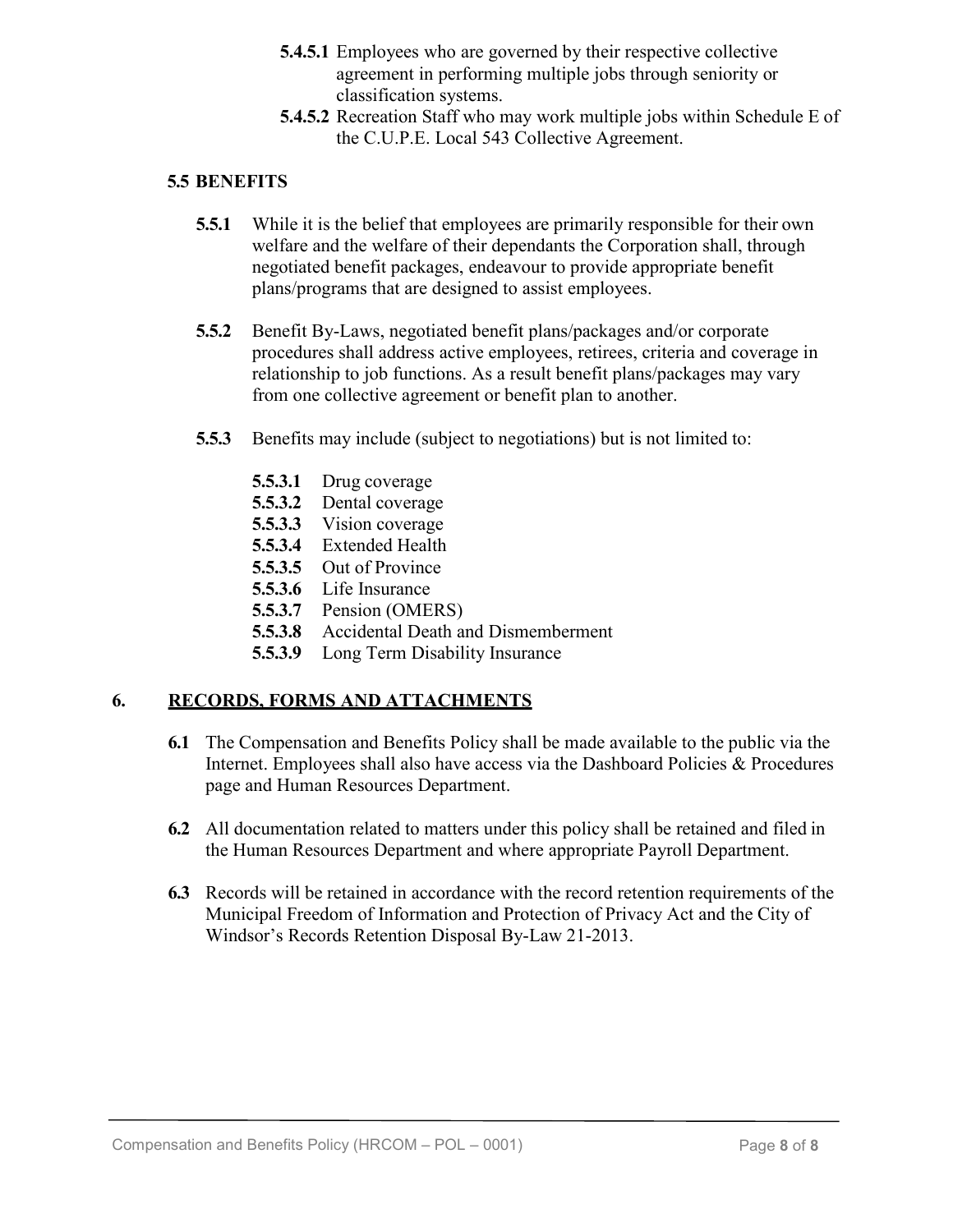**5.4.5.1** Employees who are governed by their respective collective agreement in performing multiple jobs through seniority or classification systems.

**5.4.5.2** Recreation Staff who may work multiple jobs within Schedule E of the C.U.P.E. Local 543 Collective Agreement.

### 5.5 BENEFITS

**5.5.1** While it is the belief that employees are primarily responsible for their own welfare and the welfare of their dependants the Corporation shall, through negotiated benefit packages, endeavour to provide appropriate benefit plans/programs that are designed to assist employees.

**5.5.2** Benefit By-Laws, negotiated benefit plans/packages and/or corporate procedures shall address active employees, retirees, criteria and coverage in relationship to job functions. As a result benefit plans/packages may vary from one collective agreement or benefit plan to another.

**5.5.3** Benefits may include (subject to negotiations) but is not limited to:

- **5.5.3.1** Drug coverage
- **5.5.3.2** Dental coverage
- **5.5.3.3** Vision coverage
- **5.5.3.4** Extended Health
- **5.5.3.5** Out of Province
- **5.5.3.6** Life Insurance
- **5.5.3.7** Pension (OMERS)
- **5.5.3.8** Accidental Death and Dismemberment
- **5.5.3.9** Long Term Disability Insurance

## 6. RECORDS, FORMS AND ATTACHMENTS

**6.1** The Compensation and Benefits Policy shall be made available to the public via the Internet. Employees shall also have access via the Dashboard Policies & Procedures page and Human Resources Department.

**6.2** All documentation related to matters under this policy shall be retained and filed in the Human Resources Department and where appropriate Payroll Department.

**6.3** Records will be retained in accordance with the record retention requirements of the Municipal Freedom of Information and Protection of Privacy Act and the City of Windsor's Records Retention Disposal By-Law 21-2013.